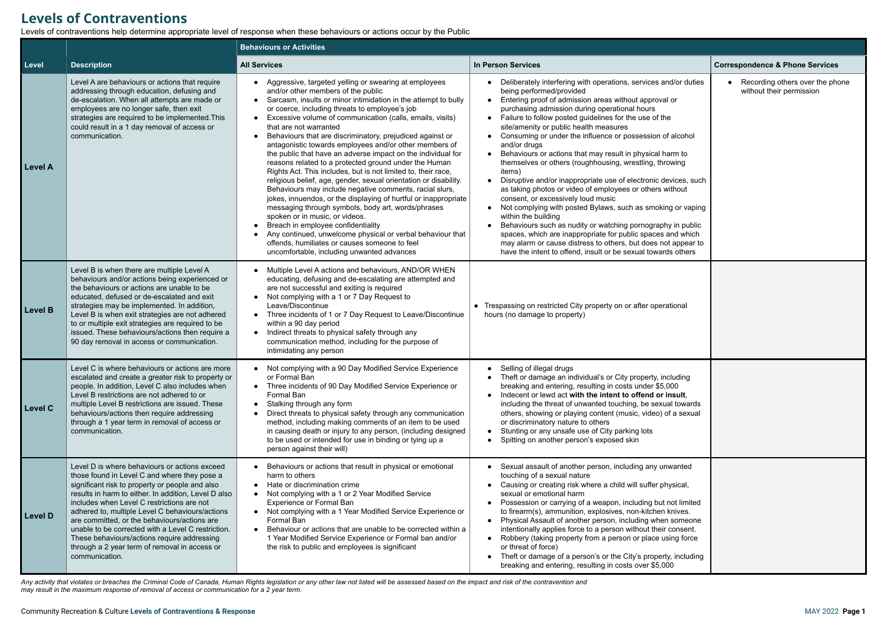# Levels of Contraventions

Levels of contraventions help determine appropriate level of response when these behaviours or actions occur by the Public

| Level | Description | Behaviours or Activities | | |
|---|---|---|---|---|
| | | **All Services** | **In Person Services** | **Correspondence & Phone Services** |
| **Level A** | Level A are behaviours or actions that require addressing through education, defusing and de-escalation. When all attempts are made or employees are no longer safe, then exit strategies are required to be implemented.This could result in a 1 day removal of access or communication. | • Aggressive, targeted yelling or swearing at employees and/or other members of the public<br>• Sarcasm, insults or minor intimidation in the attempt to bully or coerce, including threats to employee's job<br>• Excessive volume of communication (calls, emails, visits) that are not warranted<br>• Behaviours that are discriminatory, prejudiced against or antagonistic towards employees and/or other members of the public that have an adverse impact on the individual for reasons related to a protected ground under the Human Rights Act. This includes, but is not limited to, their race, religious belief, age, gender, sexual orientation or disability. Behaviours may include negative comments, racial slurs, jokes, innuendos, or the displaying of hurtful or inappropriate messaging through symbols, body art, words/phrases spoken or in music, or videos.<br>• Breach in employee confidentiality<br>• Any continued, unwelcome physical or verbal behaviour that offends, humiliates or causes someone to feel uncomfortable, including unwanted advances | • Deliberately interfering with operations, services and/or duties being performed/provided<br>• Entering proof of admission areas without approval or purchasing admission during operational hours<br>• Failure to follow posted guidelines for the use of the site/amenity or public health measures<br>• Consuming or under the influence or possession of alcohol and/or drugs<br>• Behaviours or actions that may result in physical harm to themselves or others (roughhousing, wrestling, throwing items)<br>• Disruptive and/or inappropriate use of electronic devices, such as taking photos or video of employees or others without consent, or excessively loud music<br>• Not complying with posted Bylaws, such as smoking or vaping within the building<br>• Behaviours such as nudity or watching pornography in public spaces, which are inappropriate for public spaces and which may alarm or cause distress to others, but does not appear to have the intent to offend, insult or be sexual towards others | • Recording others over the phone without their permission |
| **Level B** | Level B is when there are multiple Level A behaviours and/or actions being experienced or the behaviours or actions are unable to be educated, defused or de-escalated and exit strategies may be implemented. In addition, Level B is when exit strategies are not adhered to or multiple exit strategies are required to be issued. These behaviours/actions then require a 90 day removal in access or communication. | • Multiple Level A actions and behaviours, AND/OR WHEN educating, defusing and de-escalating are attempted and are not successful and exiting is required<br>• Not complying with a 1 or 7 Day Request to Leave/Discontinue<br>• Three incidents of 1 or 7 Day Request to Leave/Discontinue within a 90 day period<br>• Indirect threats to physical safety through any communication method, including for the purpose of intimidating any person | • Trespassing on restricted City property on or after operational hours (no damage to property) | |
| **Level C** | Level C is where behaviours or actions are more escalated and create a greater risk to property or people. In addition, Level C also includes when Level B restrictions are not adhered to or multiple Level B restrictions are issued. These behaviours/actions then require addressing through a 1 year term in removal of access or communication. | • Not complying with a 90 Day Modified Service Experience or Formal Ban<br>• Three incidents of 90 Day Modified Service Experience or Formal Ban<br>• Stalking through any form<br>• Direct threats to physical safety through any communication method, including making comments of an item to be used in causing death or injury to any person, (including designed to be used or intended for use in binding or tying up a person against their will) | • Selling of illegal drugs<br>• Theft or damage an individual's or City property, including breaking and entering, resulting in costs under $5,000<br>• Indecent or lewd act **with the intent to offend or insult**, including the threat of unwanted touching, be sexual towards others, showing or playing content (music, video) of a sexual or discriminatory nature to others<br>• Stunting or any unsafe use of City parking lots<br>• Spitting on another person's exposed skin | |
| **Level D** | Level D is where behaviours or actions exceed those found in Level C and where they pose a significant risk to property or people and also results in harm to either. In addition, Level D also includes when Level C restrictions are not adhered to, multiple Level C behaviours/actions are committed, or the behaviours/actions are unable to be corrected with a Level C restriction. These behaviours/actions require addressing through a 2 year term of removal in access or communication. | • Behaviours or actions that result in physical or emotional harm to others<br>• Hate or discrimination crime<br>• Not complying with a 1 or 2 Year Modified Service Experience or Formal Ban<br>• Not complying with a 1 Year Modified Service Experience or Formal Ban<br>• Behaviour or actions that are unable to be corrected within a 1 Year Modified Service Experience or Formal ban and/or the risk to public and employees is significant | • Sexual assault of another person, including any unwanted touching of a sexual nature<br>• Causing or creating risk where a child will suffer physical, sexual or emotional harm<br>• Possession or carrying of a weapon, including but not limited to firearm(s), ammunition, explosives, non-kitchen knives.<br>• Physical Assault of another person, including when someone intentionally applies force to a person without their consent.<br>• Robbery (taking property from a person or place using force or threat of force)<br>• Theft or damage of a person's or the City's property, including breaking and entering, resulting in costs over $5,000 | |

*Any activity that violates or breaches the Criminal Code of Canada, Human Rights legislation or any other law not listed will be assessed based on the impact and risk of the contravention and may result in the maximum response of removal of access or communication for a 2 year term.*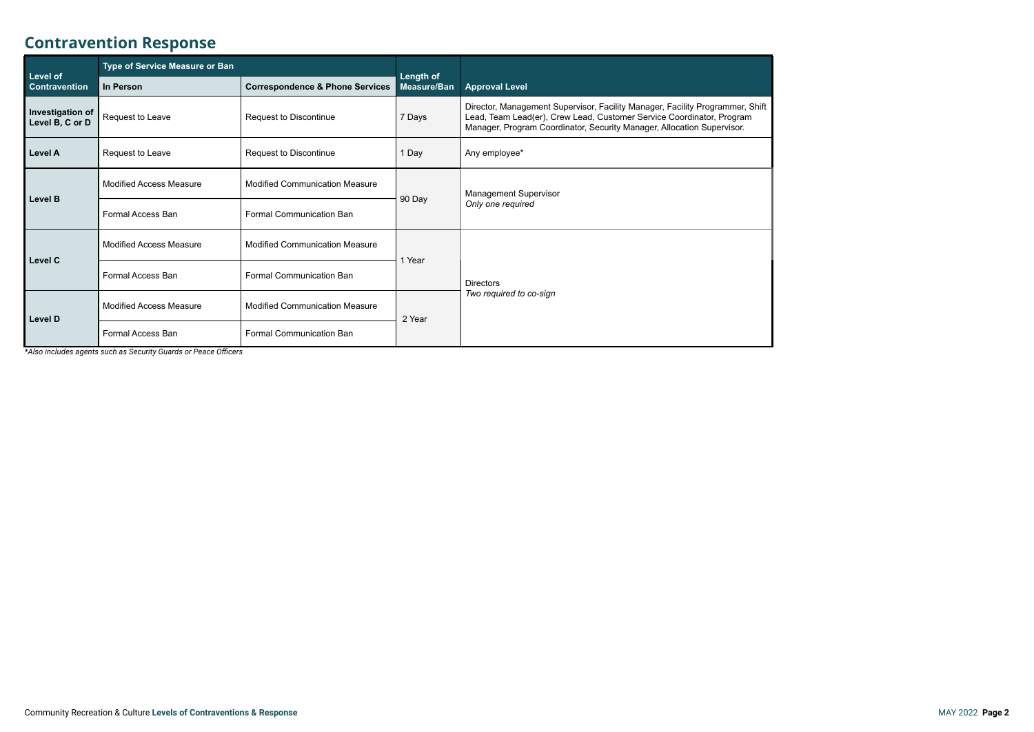## Contravention Response

| Level of Contravention | Type of Service Measure or Ban | | Length of Measure/Ban | Approval Level |
|---|---|---|---|---|
| | **In Person** | **Correspondence & Phone Services** | | |
| **Investigation of Level B, C or D** | Request to Leave | Request to Discontinue | 7 Days | Director, Management Supervisor, Facility Manager, Facility Programmer, Shift Lead, Team Lead(er), Crew Lead, Customer Service Coordinator, Program Manager, Program Coordinator, Security Manager, Allocation Supervisor. |
| **Level A** | Request to Leave | Request to Discontinue | 1 Day | Any employee* |
| **Level B** | Modified Access Measure | Modified Communication Measure | 90 Day | Management Supervisor *Only one required* |
| | Formal Access Ban | Formal Communication Ban | | |
| **Level C** | Modified Access Measure | Modified Communication Measure | 1 Year | Directors *Two required to co-sign* |
| | Formal Access Ban | Formal Communication Ban | | |
| **Level D** | Modified Access Measure | Modified Communication Measure | 2 Year | |
| | Formal Access Ban | Formal Communication Ban | | |

**Also includes agents such as Security Guards or Peace Officers*